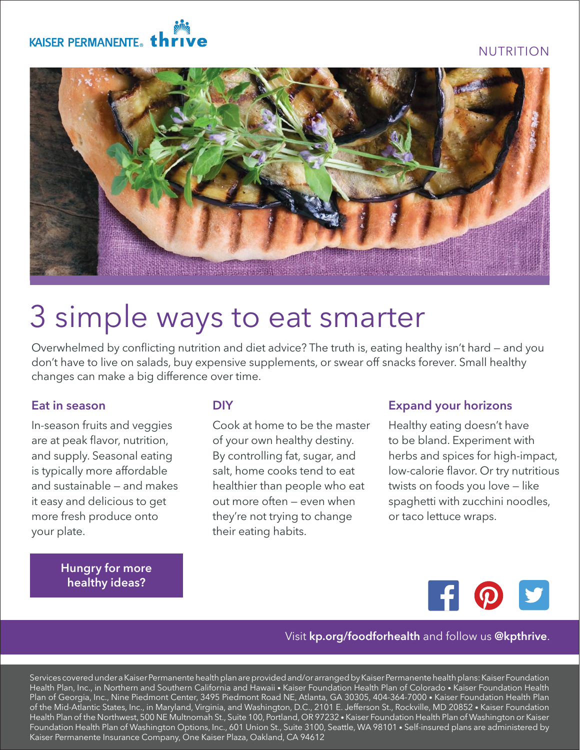KAISER PERMANENTE® thrive

NUTRITION

# 3 simple ways to eat smarter

Overwhelmed by conflicting nutrition and diet advice? The truth is, eating healthy isn't hard – and you don't have to live on salads, buy expensive supplements, or swear off snacks forever. Small healthy changes can make a big difference over time.

### Eat in season

In-season fruits and veggies are at peak flavor, nutrition, and supply. Seasonal eating is typically more affordable and sustainable – and makes it easy and delicious to get more fresh produce onto your plate.

### DIY

Cook at home to be the master of your own healthy destiny. By controlling fat, sugar, and salt, home cooks tend to eat healthier than people who eat out more often – even when they're not trying to change their eating habits.

### Expand your horizons

Healthy eating doesn't have to be bland. Experiment with herbs and spices for high-impact, low-calorie flavor. Or try nutritious twists on foods you love – like spaghetti with zucchini noodles, or taco lettuce wraps.

**Hungry for more healthy ideas?**

Visit **kp.org/foodforhealth** and follow us **@kpthrive**.

Services covered under a Kaiser Permanente health plan are provided and/or arranged by Kaiser Permanente health plans: Kaiser Foundation Health Plan, Inc., in Northern and Southern California and Hawaii • Kaiser Foundation Health Plan of Colorado • Kaiser Foundation Health Plan of Georgia, Inc., Nine Piedmont Center, 3495 Piedmont Road NE, Atlanta, GA 30305, 404-364-7000 • Kaiser Foundation Health Plan of the Mid-Atlantic States, Inc., in Maryland, Virginia, and Washington, D.C., 2101 E. Jefferson St., Rockville, MD 20852 • Kaiser Foundation Health Plan of the Northwest, 500 NE Multnomah St., Suite 100, Portland, OR 97232 • Kaiser Foundation Health Plan of Washington or Kaiser Foundation Health Plan of Washington Options, Inc., 601 Union St., Suite 3100, Seattle, WA 98101 • Self-insured plans are administered by Kaiser Permanente Insurance Company, One Kaiser Plaza, Oakland, CA 94612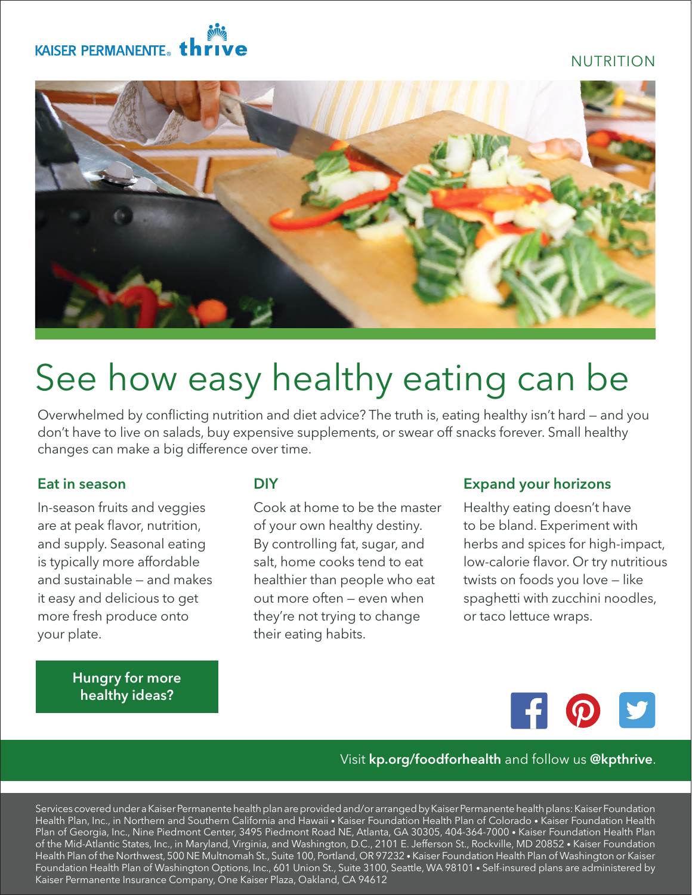KAISER PERMANENTE® thrive

NUTRITION

# See how easy healthy eating can be

Overwhelmed by conflicting nutrition and diet advice? The truth is, eating healthy isn't hard – and you don't have to live on salads, buy expensive supplements, or swear off snacks forever. Small healthy changes can make a big difference over time.

### Eat in season

In-season fruits and veggies are at peak flavor, nutrition, and supply. Seasonal eating is typically more affordable and sustainable – and makes it easy and delicious to get more fresh produce onto your plate.

### DIY

Cook at home to be the master of your own healthy destiny. By controlling fat, sugar, and salt, home cooks tend to eat healthier than people who eat out more often – even when they're not trying to change their eating habits.

### Expand your horizons

Healthy eating doesn't have to be bland. Experiment with herbs and spices for high-impact, low-calorie flavor. Or try nutritious twists on foods you love – like spaghetti with zucchini noodles, or taco lettuce wraps.

**Hungry for more healthy ideas?**

Visit **kp.org/foodforhealth** and follow us **@kpthrive**.

Services covered under a Kaiser Permanente health plan are provided and/or arranged by Kaiser Permanente health plans: Kaiser Foundation Health Plan, Inc., in Northern and Southern California and Hawaii • Kaiser Foundation Health Plan of Colorado • Kaiser Foundation Health Plan of Georgia, Inc., Nine Piedmont Center, 3495 Piedmont Road NE, Atlanta, GA 30305, 404-364-7000 • Kaiser Foundation Health Plan of the Mid-Atlantic States, Inc., in Maryland, Virginia, and Washington, D.C., 2101 E. Jefferson St., Rockville, MD 20852 • Kaiser Foundation Health Plan of the Northwest, 500 NE Multnomah St., Suite 100, Portland, OR 97232 • Kaiser Foundation Health Plan of Washington or Kaiser Foundation Health Plan of Washington Options, Inc., 601 Union St., Suite 3100, Seattle, WA 98101 • Self-insured plans are administered by Kaiser Permanente Insurance Company, One Kaiser Plaza, Oakland, CA 94612